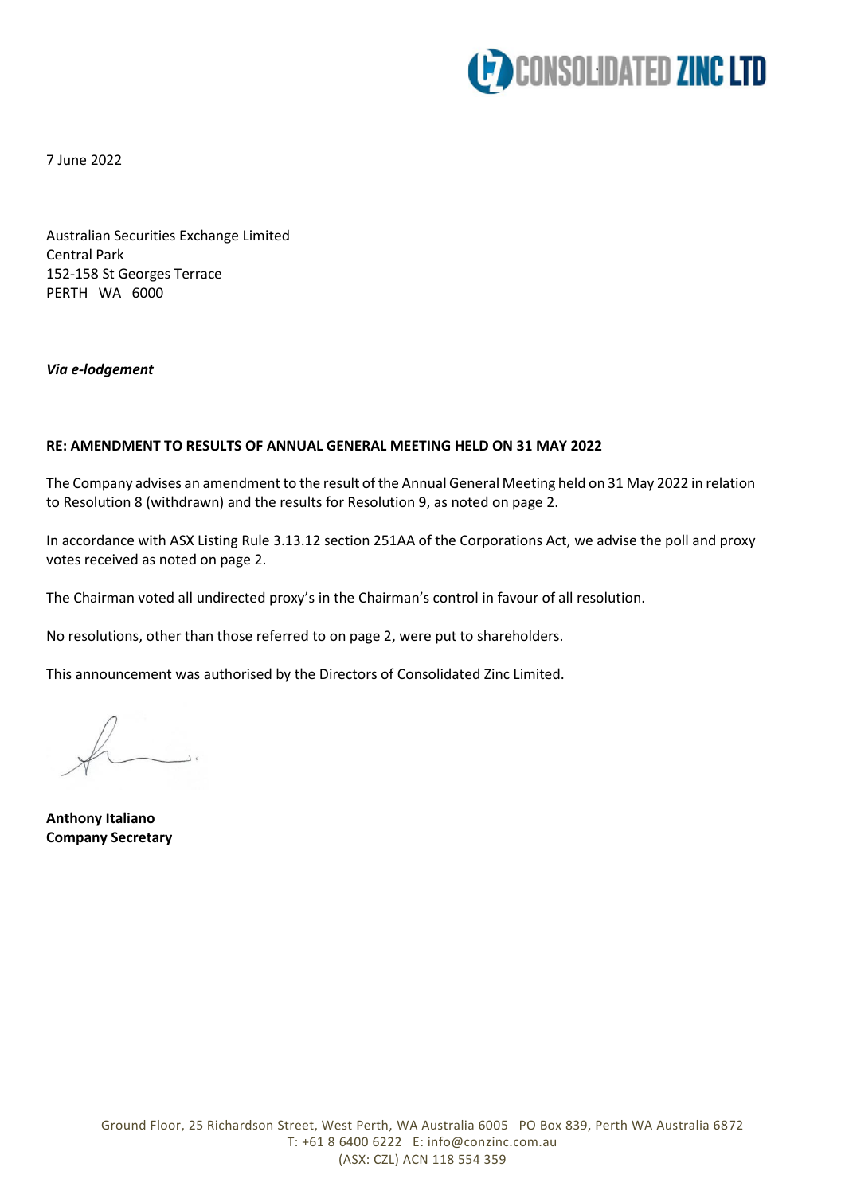7 June 2022

Australian Securities Exchange Limited
Central Park
152-158 St Georges Terrace
PERTH WA 6000

***Via e-lodgement***

**RE: AMENDMENT TO RESULTS OF ANNUAL GENERAL MEETING HELD ON 31 MAY 2022**

The Company advises an amendment to the result of the Annual General Meeting held on 31 May 2022 in relation to Resolution 8 (withdrawn) and the results for Resolution 9, as noted on page 2.

In accordance with ASX Listing Rule 3.13.12 section 251AA of the Corporations Act, we advise the poll and proxy votes received as noted on page 2.

The Chairman voted all undirected proxy's in the Chairman's control in favour of all resolution.

No resolutions, other than those referred to on page 2, were put to shareholders.

This announcement was authorised by the Directors of Consolidated Zinc Limited.

**Anthony Italiano**
**Company Secretary**

Ground Floor, 25 Richardson Street, West Perth, WA Australia 6005 PO Box 839, Perth WA Australia 6872
T: +61 8 6400 6222 E: info@conzinc.com.au
(ASX: CZL) ACN 118 554 359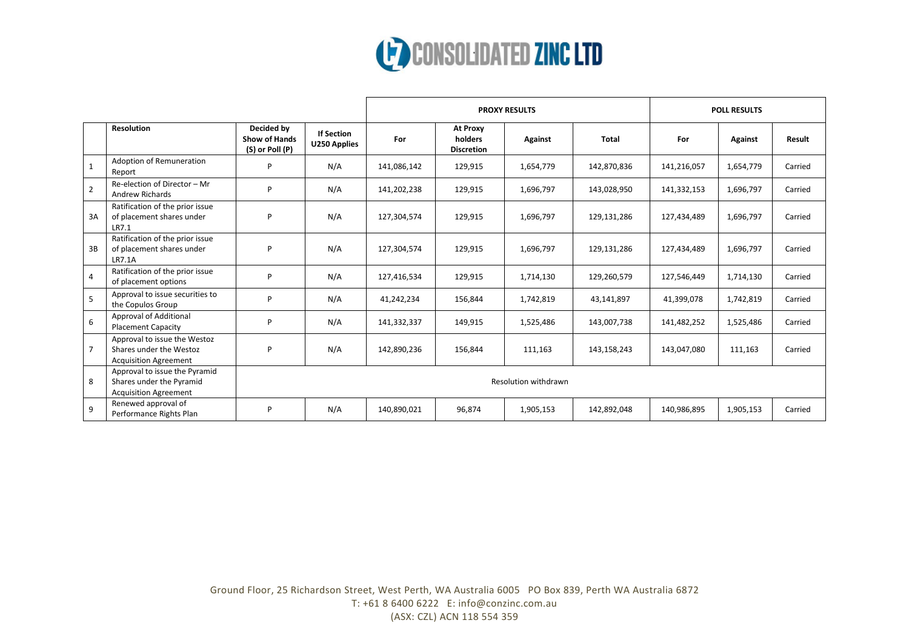| | | | | PROXY RESULTS | | | | POLL RESULTS | | |
|---|---|---|---|---|---|---|---|---|---|---|
| | **Resolution** | **Decided by Show of Hands (S) or Poll (P)** | **If Section U250 Applies** | **For** | **At Proxy holders Discretion** | **Against** | **Total** | **For** | **Against** | **Result** |
| 1 | Adoption of Remuneration Report | P | N/A | 141,086,142 | 129,915 | 1,654,779 | 142,870,836 | 141,216,057 | 1,654,779 | Carried |
| 2 | Re-election of Director – Mr Andrew Richards | P | N/A | 141,202,238 | 129,915 | 1,696,797 | 143,028,950 | 141,332,153 | 1,696,797 | Carried |
| 3A | Ratification of the prior issue of placement shares under LR7.1 | P | N/A | 127,304,574 | 129,915 | 1,696,797 | 129,131,286 | 127,434,489 | 1,696,797 | Carried |
| 3B | Ratification of the prior issue of placement shares under LR7.1A | P | N/A | 127,304,574 | 129,915 | 1,696,797 | 129,131,286 | 127,434,489 | 1,696,797 | Carried |
| 4 | Ratification of the prior issue of placement options | P | N/A | 127,416,534 | 129,915 | 1,714,130 | 129,260,579 | 127,546,449 | 1,714,130 | Carried |
| 5 | Approval to issue securities to the Copulos Group | P | N/A | 41,242,234 | 156,844 | 1,742,819 | 43,141,897 | 41,399,078 | 1,742,819 | Carried |
| 6 | Approval of Additional Placement Capacity | P | N/A | 141,332,337 | 149,915 | 1,525,486 | 143,007,738 | 141,482,252 | 1,525,486 | Carried |
| 7 | Approval to issue the Westoz Shares under the Westoz Acquisition Agreement | P | N/A | 142,890,236 | 156,844 | 111,163 | 143,158,243 | 143,047,080 | 111,163 | Carried |
| 8 | Approval to issue the Pyramid Shares under the Pyramid Acquisition Agreement | Resolution withdrawn | | | | | | | | |
| 9 | Renewed approval of Performance Rights Plan | P | N/A | 140,890,021 | 96,874 | 1,905,153 | 142,892,048 | 140,986,895 | 1,905,153 | Carried |